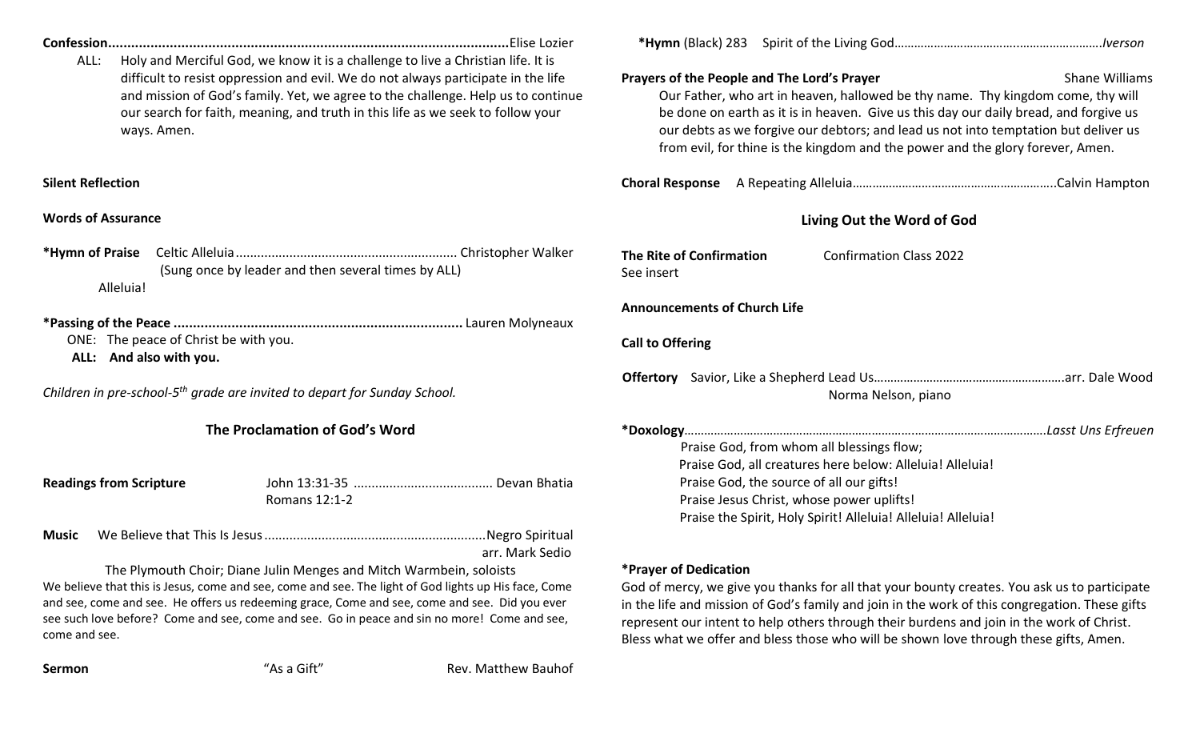**Confession**.......................................................................................................Elise Lozier

ALL: Holy and Merciful God, we know it is a challenge to live a Christian life. It is difficult to resist oppression and evil. We do not always participate in the life and mission of God's family. Yet, we agree to the challenge. Help us to continue our search for faith, meaning, and truth in this life as we seek to follow your ways. Amen.

**Silent Reflection**

**Words of Assurance**

**\*Hymn of Praise** Celtic Alleluia ............................................................. Christopher Walker
(Sung once by leader and then several times by ALL)
Alleluia!

**\*Passing of the Peace** .......................................................................... Lauren Molyneaux

ONE: The peace of Christ be with you.
**ALL: And also with you.**

*Children in pre-school-5th grade are invited to depart for Sunday School.*

## The Proclamation of God's Word

**Readings from Scripture** John 13:31-35 ...................................... Devan Bhatia
Romans 12:1-2

**Music** We Believe that This Is Jesus .............................................................Negro Spiritual
arr. Mark Sedio

The Plymouth Choir; Diane Julin Menges and Mitch Warmbein, soloists

We believe that this is Jesus, come and see, come and see. The light of God lights up His face, Come and see, come and see. He offers us redeeming grace, Come and see, come and see. Did you ever see such love before? Come and see, come and see. Go in peace and sin no more! Come and see, come and see.

**Sermon** "As a Gift" Rev. Matthew Bauhof

**\*Hymn** (Black) 283 Spirit of the Living God…………………………….…………………….…*Iverson*

**Prayers of the People and The Lord's Prayer** Shane Williams

Our Father, who art in heaven, hallowed be thy name. Thy kingdom come, thy will be done on earth as it is in heaven. Give us this day our daily bread, and forgive us our debts as we forgive our debtors; and lead us not into temptation but deliver us from evil, for thine is the kingdom and the power and the glory forever, Amen.

**Choral Response** A Repeating Alleluia…………………………………………………..Calvin Hampton

## Living Out the Word of God

**The Rite of Confirmation** Confirmation Class 2022
See insert

**Announcements of Church Life**

**Call to Offering**

**Offertory** Savior, Like a Shepherd Lead Us………………………………………………..arr. Dale Wood
Norma Nelson, piano

**\*Doxology**………………………………………………………………………………………….*Lasst Uns Erfreuen*

Praise God, from whom all blessings flow;
Praise God, all creatures here below: Alleluia! Alleluia!
Praise God, the source of all our gifts!
Praise Jesus Christ, whose power uplifts!
Praise the Spirit, Holy Spirit! Alleluia! Alleluia! Alleluia!

**\*Prayer of Dedication**

God of mercy, we give you thanks for all that your bounty creates. You ask us to participate in the life and mission of God's family and join in the work of this congregation. These gifts represent our intent to help others through their burdens and join in the work of Christ. Bless what we offer and bless those who will be shown love through these gifts, Amen.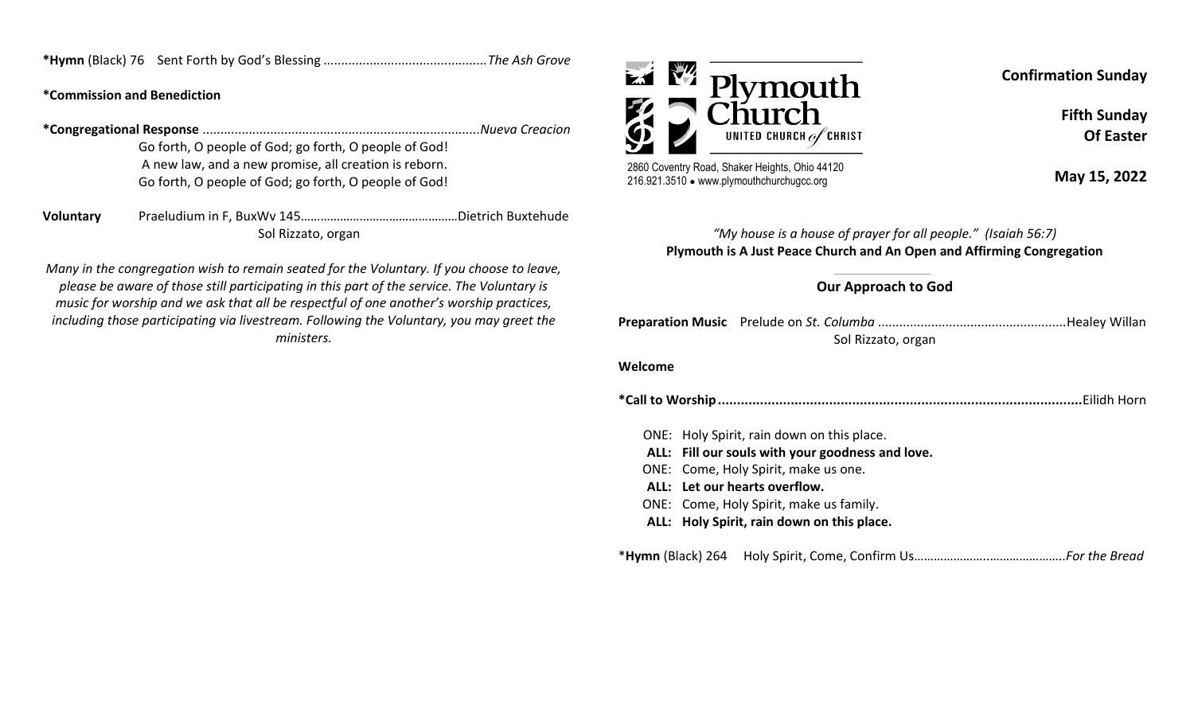**\*Hymn** (Black) 76 Sent Forth by God's Blessing ............................................. *The Ash Grove*

**\*Commission and Benediction**

**\*Congregational Response** ............................................................................. *Nueva Creacion*

Go forth, O people of God; go forth, O people of God!
A new law, and a new promise, all creation is reborn.
Go forth, O people of God; go forth, O people of God!

**Voluntary** Praeludium in F, BuxWv 145………………………………………… Dietrich Buxtehude
Sol Rizzato, organ

*Many in the congregation wish to remain seated for the Voluntary. If you choose to leave, please be aware of those still participating in this part of the service. The Voluntary is music for worship and we ask that all be respectful of one another's worship practices, including those participating via livestream. Following the Voluntary, you may greet the ministers.*

Plymouth Church
UNITED CHURCH of CHRIST

2860 Coventry Road, Shaker Heights, Ohio 44120
216.921.3510 • www.plymouthchurchugcc.org

**Confirmation Sunday**

**Fifth Sunday Of Easter**

**May 15, 2022**

*"My house is a house of prayer for all people." (Isaiah 56:7)*
**Plymouth is A Just Peace Church and An Open and Affirming Congregation**

## Our Approach to God

**Preparation Music** Prelude on *St. Columba* .................................................... Healey Willan
Sol Rizzato, organ

**Welcome**

**\*Call to Worship** .............................................................................................. Eilidh Horn

ONE: Holy Spirit, rain down on this place.
**ALL: Fill our souls with your goodness and love.**
ONE: Come, Holy Spirit, make us one.
**ALL: Let our hearts overflow.**
ONE: Come, Holy Spirit, make us family.
**ALL: Holy Spirit, rain down on this place.**

\***Hymn** (Black) 264 Holy Spirit, Come, Confirm Us……………………………………… *For the Bread*